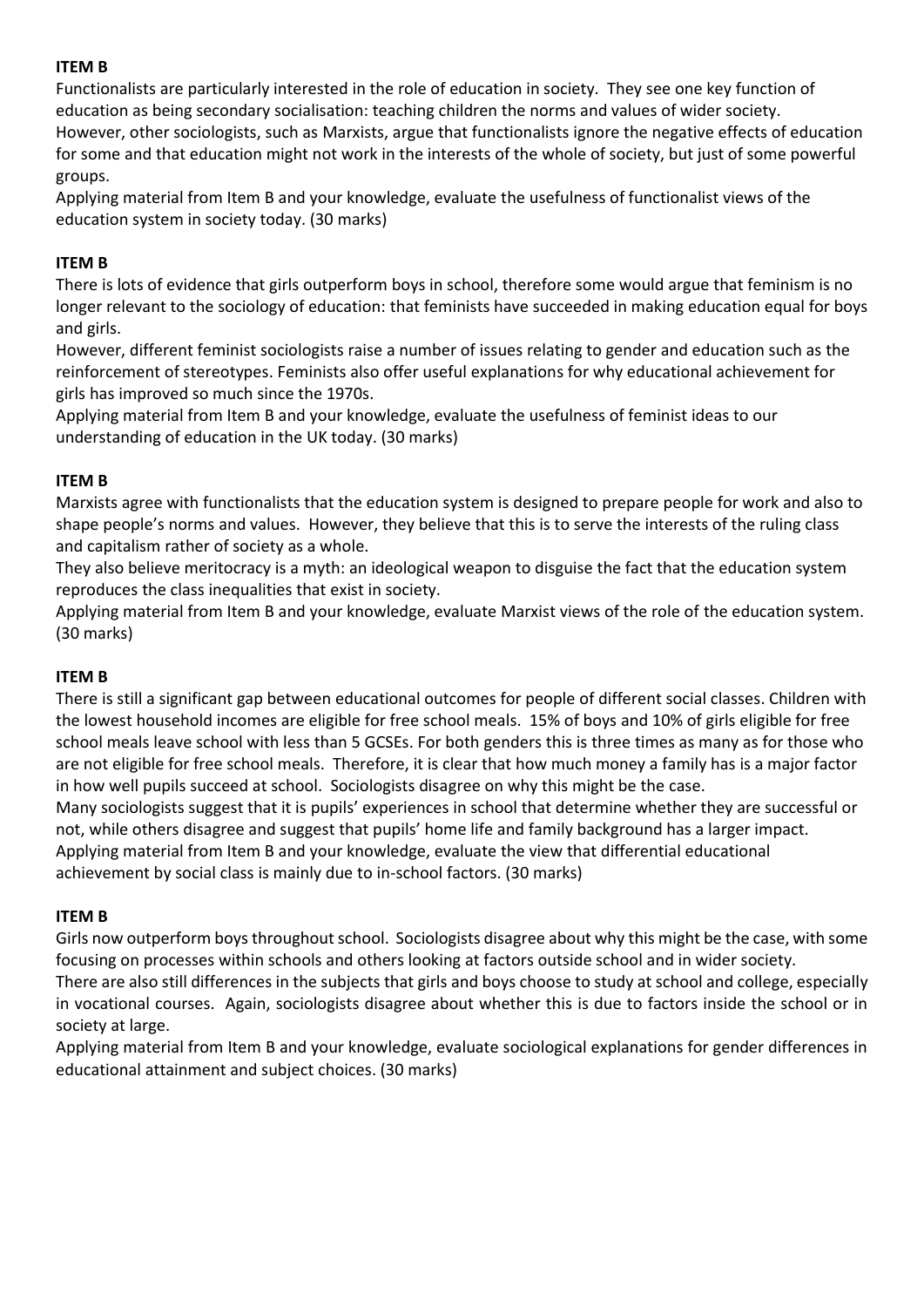**ITEM B**

Functionalists are particularly interested in the role of education in society. They see one key function of education as being secondary socialisation: teaching children the norms and values of wider society.

However, other sociologists, such as Marxists, argue that functionalists ignore the negative effects of education for some and that education might not work in the interests of the whole of society, but just of some powerful groups.

Applying material from Item B and your knowledge, evaluate the usefulness of functionalist views of the education system in society today. (30 marks)

**ITEM B**

There is lots of evidence that girls outperform boys in school, therefore some would argue that feminism is no longer relevant to the sociology of education: that feminists have succeeded in making education equal for boys and girls.

However, different feminist sociologists raise a number of issues relating to gender and education such as the reinforcement of stereotypes. Feminists also offer useful explanations for why educational achievement for girls has improved so much since the 1970s.

Applying material from Item B and your knowledge, evaluate the usefulness of feminist ideas to our understanding of education in the UK today. (30 marks)

**ITEM B**

Marxists agree with functionalists that the education system is designed to prepare people for work and also to shape people's norms and values. However, they believe that this is to serve the interests of the ruling class and capitalism rather of society as a whole.

They also believe meritocracy is a myth: an ideological weapon to disguise the fact that the education system reproduces the class inequalities that exist in society.

Applying material from Item B and your knowledge, evaluate Marxist views of the role of the education system. (30 marks)

**ITEM B**

There is still a significant gap between educational outcomes for people of different social classes. Children with the lowest household incomes are eligible for free school meals. 15% of boys and 10% of girls eligible for free school meals leave school with less than 5 GCSEs. For both genders this is three times as many as for those who are not eligible for free school meals. Therefore, it is clear that how much money a family has is a major factor in how well pupils succeed at school. Sociologists disagree on why this might be the case.

Many sociologists suggest that it is pupils' experiences in school that determine whether they are successful or not, while others disagree and suggest that pupils' home life and family background has a larger impact.

Applying material from Item B and your knowledge, evaluate the view that differential educational achievement by social class is mainly due to in-school factors. (30 marks)

**ITEM B**

Girls now outperform boys throughout school. Sociologists disagree about why this might be the case, with some focusing on processes within schools and others looking at factors outside school and in wider society.

There are also still differences in the subjects that girls and boys choose to study at school and college, especially in vocational courses. Again, sociologists disagree about whether this is due to factors inside the school or in society at large.

Applying material from Item B and your knowledge, evaluate sociological explanations for gender differences in educational attainment and subject choices. (30 marks)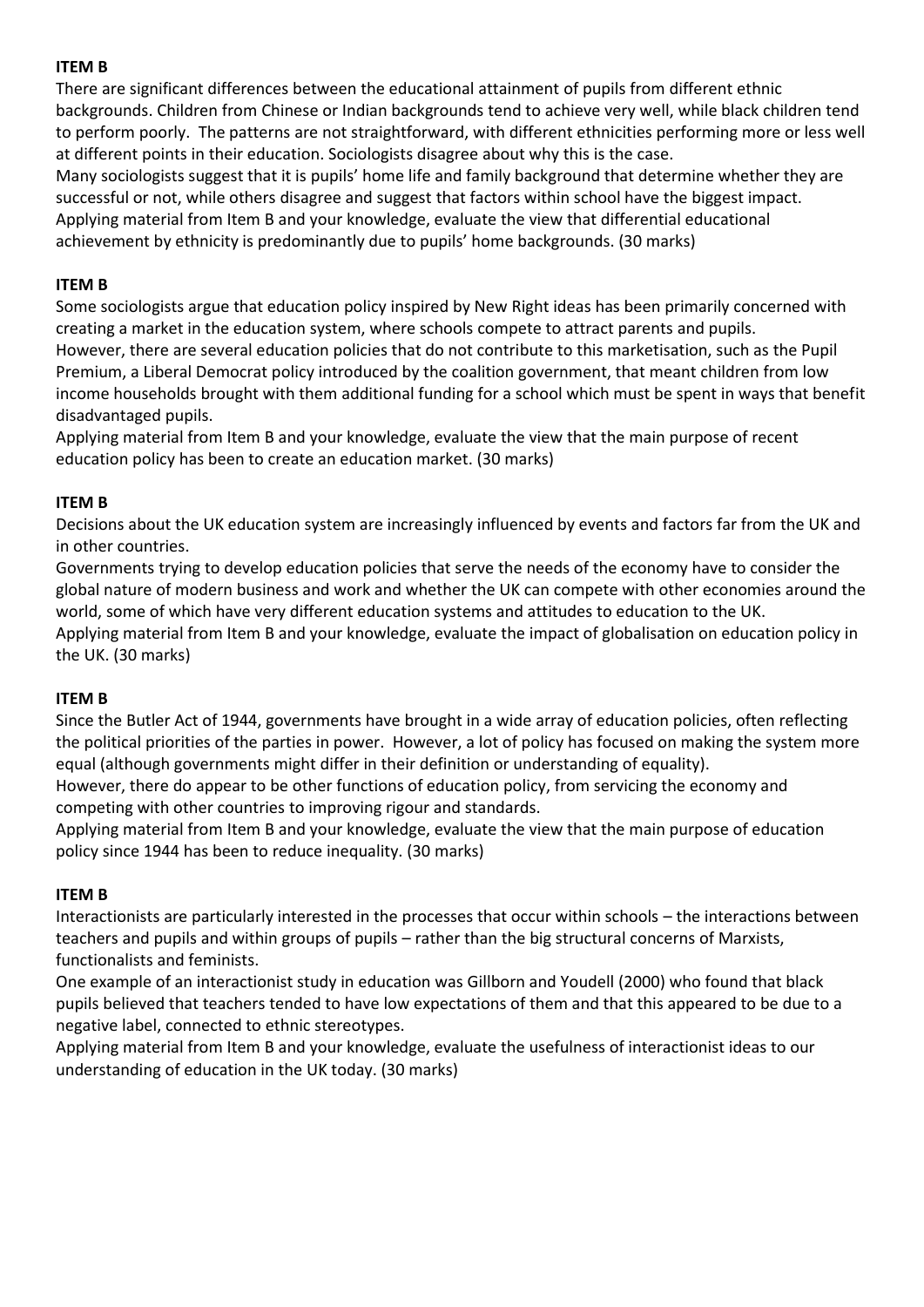**ITEM B**

There are significant differences between the educational attainment of pupils from different ethnic backgrounds. Children from Chinese or Indian backgrounds tend to achieve very well, while black children tend to perform poorly. The patterns are not straightforward, with different ethnicities performing more or less well at different points in their education. Sociologists disagree about why this is the case.

Many sociologists suggest that it is pupils' home life and family background that determine whether they are successful or not, while others disagree and suggest that factors within school have the biggest impact.

Applying material from Item B and your knowledge, evaluate the view that differential educational achievement by ethnicity is predominantly due to pupils' home backgrounds. (30 marks)

**ITEM B**

Some sociologists argue that education policy inspired by New Right ideas has been primarily concerned with creating a market in the education system, where schools compete to attract parents and pupils.

However, there are several education policies that do not contribute to this marketisation, such as the Pupil Premium, a Liberal Democrat policy introduced by the coalition government, that meant children from low income households brought with them additional funding for a school which must be spent in ways that benefit disadvantaged pupils.

Applying material from Item B and your knowledge, evaluate the view that the main purpose of recent education policy has been to create an education market. (30 marks)

**ITEM B**

Decisions about the UK education system are increasingly influenced by events and factors far from the UK and in other countries.

Governments trying to develop education policies that serve the needs of the economy have to consider the global nature of modern business and work and whether the UK can compete with other economies around the world, some of which have very different education systems and attitudes to education to the UK.

Applying material from Item B and your knowledge, evaluate the impact of globalisation on education policy in the UK. (30 marks)

**ITEM B**

Since the Butler Act of 1944, governments have brought in a wide array of education policies, often reflecting the political priorities of the parties in power. However, a lot of policy has focused on making the system more equal (although governments might differ in their definition or understanding of equality).

However, there do appear to be other functions of education policy, from servicing the economy and competing with other countries to improving rigour and standards.

Applying material from Item B and your knowledge, evaluate the view that the main purpose of education policy since 1944 has been to reduce inequality. (30 marks)

**ITEM B**

Interactionists are particularly interested in the processes that occur within schools – the interactions between teachers and pupils and within groups of pupils – rather than the big structural concerns of Marxists, functionalists and feminists.

One example of an interactionist study in education was Gillborn and Youdell (2000) who found that black pupils believed that teachers tended to have low expectations of them and that this appeared to be due to a negative label, connected to ethnic stereotypes.

Applying material from Item B and your knowledge, evaluate the usefulness of interactionist ideas to our understanding of education in the UK today. (30 marks)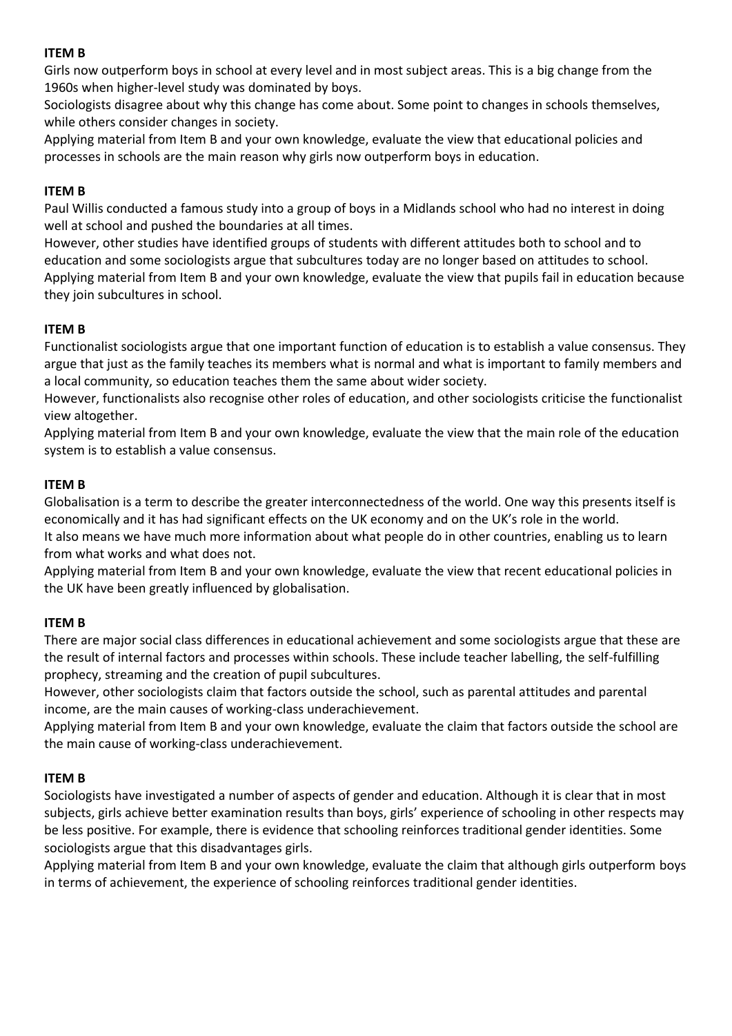**ITEM B**

Girls now outperform boys in school at every level and in most subject areas. This is a big change from the 1960s when higher-level study was dominated by boys.

Sociologists disagree about why this change has come about. Some point to changes in schools themselves, while others consider changes in society.

Applying material from Item B and your own knowledge, evaluate the view that educational policies and processes in schools are the main reason why girls now outperform boys in education.

**ITEM B**

Paul Willis conducted a famous study into a group of boys in a Midlands school who had no interest in doing well at school and pushed the boundaries at all times.

However, other studies have identified groups of students with different attitudes both to school and to education and some sociologists argue that subcultures today are no longer based on attitudes to school.

Applying material from Item B and your own knowledge, evaluate the view that pupils fail in education because they join subcultures in school.

**ITEM B**

Functionalist sociologists argue that one important function of education is to establish a value consensus. They argue that just as the family teaches its members what is normal and what is important to family members and a local community, so education teaches them the same about wider society.

However, functionalists also recognise other roles of education, and other sociologists criticise the functionalist view altogether.

Applying material from Item B and your own knowledge, evaluate the view that the main role of the education system is to establish a value consensus.

**ITEM B**

Globalisation is a term to describe the greater interconnectedness of the world. One way this presents itself is economically and it has had significant effects on the UK economy and on the UK's role in the world.

It also means we have much more information about what people do in other countries, enabling us to learn from what works and what does not.

Applying material from Item B and your own knowledge, evaluate the view that recent educational policies in the UK have been greatly influenced by globalisation.

**ITEM B**

There are major social class differences in educational achievement and some sociologists argue that these are the result of internal factors and processes within schools. These include teacher labelling, the self-fulfilling prophecy, streaming and the creation of pupil subcultures.

However, other sociologists claim that factors outside the school, such as parental attitudes and parental income, are the main causes of working-class underachievement.

Applying material from Item B and your own knowledge, evaluate the claim that factors outside the school are the main cause of working-class underachievement.

**ITEM B**

Sociologists have investigated a number of aspects of gender and education. Although it is clear that in most subjects, girls achieve better examination results than boys, girls' experience of schooling in other respects may be less positive. For example, there is evidence that schooling reinforces traditional gender identities. Some sociologists argue that this disadvantages girls.

Applying material from Item B and your own knowledge, evaluate the claim that although girls outperform boys in terms of achievement, the experience of schooling reinforces traditional gender identities.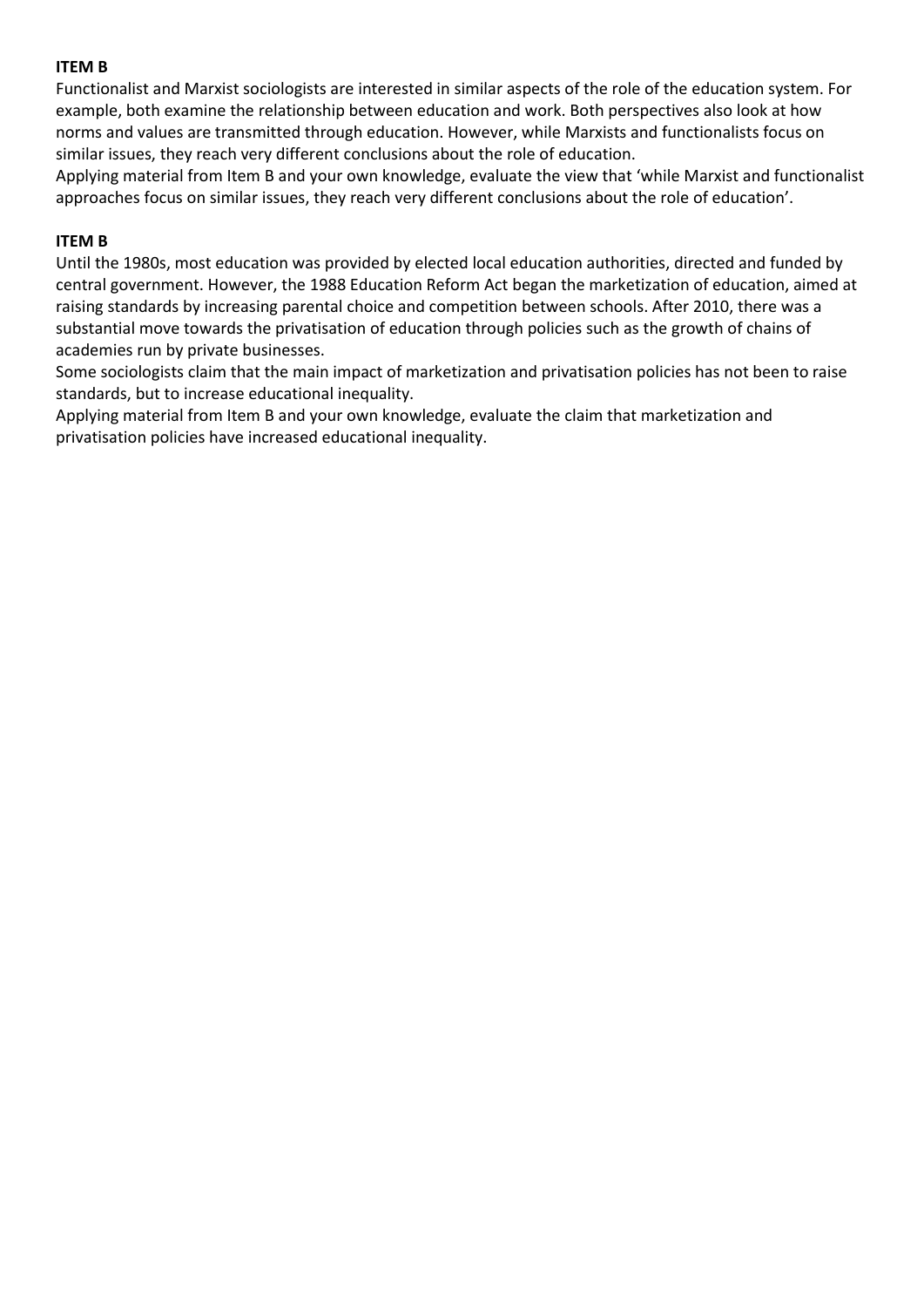**ITEM B**

Functionalist and Marxist sociologists are interested in similar aspects of the role of the education system. For example, both examine the relationship between education and work. Both perspectives also look at how norms and values are transmitted through education. However, while Marxists and functionalists focus on similar issues, they reach very different conclusions about the role of education.

Applying material from Item B and your own knowledge, evaluate the view that 'while Marxist and functionalist approaches focus on similar issues, they reach very different conclusions about the role of education'.

**ITEM B**

Until the 1980s, most education was provided by elected local education authorities, directed and funded by central government. However, the 1988 Education Reform Act began the marketization of education, aimed at raising standards by increasing parental choice and competition between schools. After 2010, there was a substantial move towards the privatisation of education through policies such as the growth of chains of academies run by private businesses.

Some sociologists claim that the main impact of marketization and privatisation policies has not been to raise standards, but to increase educational inequality.

Applying material from Item B and your own knowledge, evaluate the claim that marketization and privatisation policies have increased educational inequality.